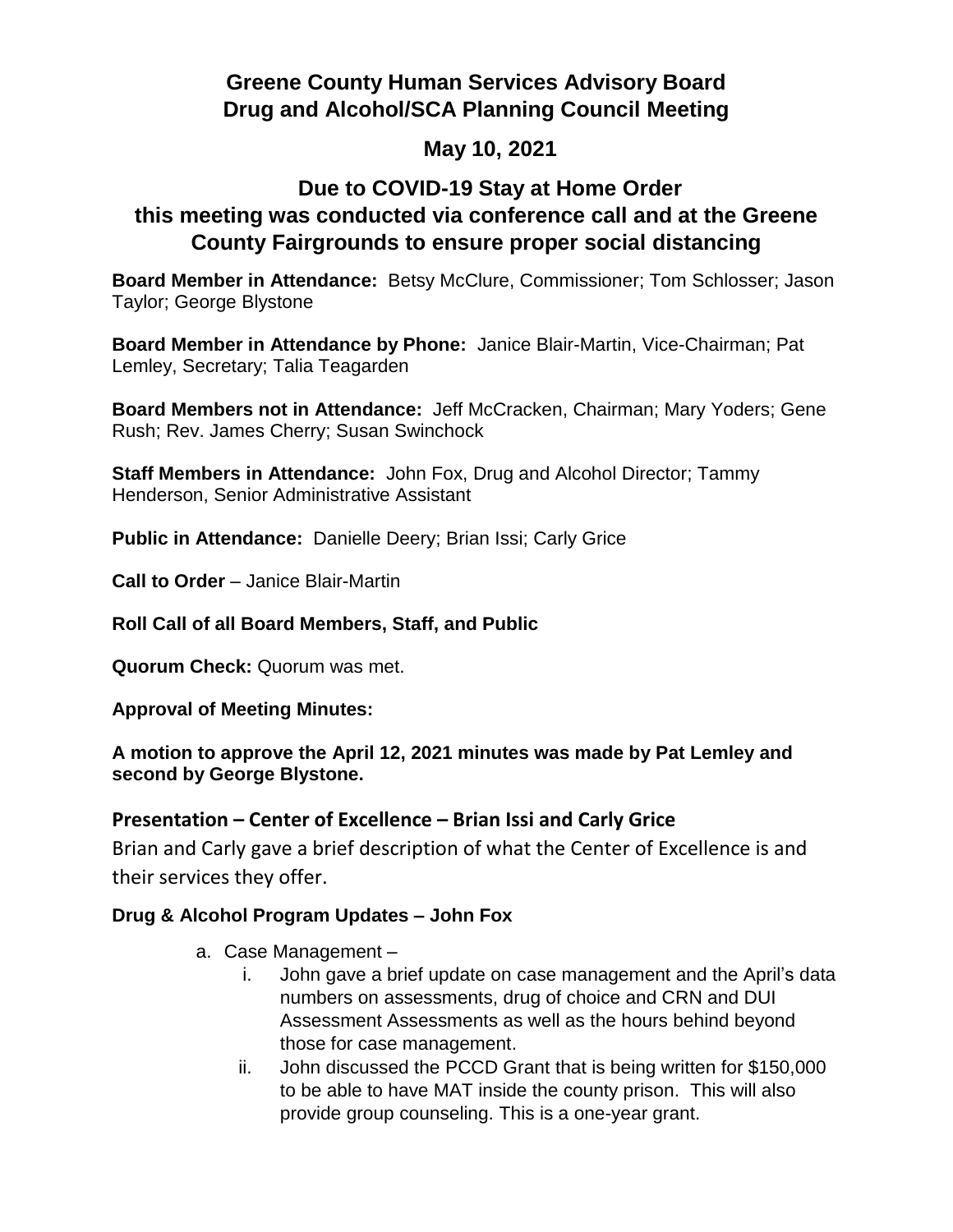# Greene County Human Services Advisory Board
# Drug and Alcohol/SCA Planning Council Meeting

## May 10, 2021

## Due to COVID-19 Stay at Home Order this meeting was conducted via conference call and at the Greene County Fairgrounds to ensure proper social distancing

**Board Member in Attendance:** Betsy McClure, Commissioner; Tom Schlosser; Jason Taylor; George Blystone

**Board Member in Attendance by Phone:** Janice Blair-Martin, Vice-Chairman; Pat Lemley, Secretary; Talia Teagarden

**Board Members not in Attendance:** Jeff McCracken, Chairman; Mary Yoders; Gene Rush; Rev. James Cherry; Susan Swinchock

**Staff Members in Attendance:** John Fox, Drug and Alcohol Director; Tammy Henderson, Senior Administrative Assistant

**Public in Attendance:** Danielle Deery; Brian Issi; Carly Grice

**Call to Order** – Janice Blair-Martin

**Roll Call of all Board Members, Staff, and Public**

**Quorum Check:** Quorum was met.

**Approval of Meeting Minutes:**

**A motion to approve the April 12, 2021 minutes was made by Pat Lemley and second by George Blystone.**

### Presentation – Center of Excellence – Brian Issi and Carly Grice

Brian and Carly gave a brief description of what the Center of Excellence is and their services they offer.

**Drug & Alcohol Program Updates – John Fox**

a. Case Management –
   i. John gave a brief update on case management and the April's data numbers on assessments, drug of choice and CRN and DUI Assessment Assessments as well as the hours behind beyond those for case management.
   ii. John discussed the PCCD Grant that is being written for $150,000 to be able to have MAT inside the county prison. This will also provide group counseling. This is a one-year grant.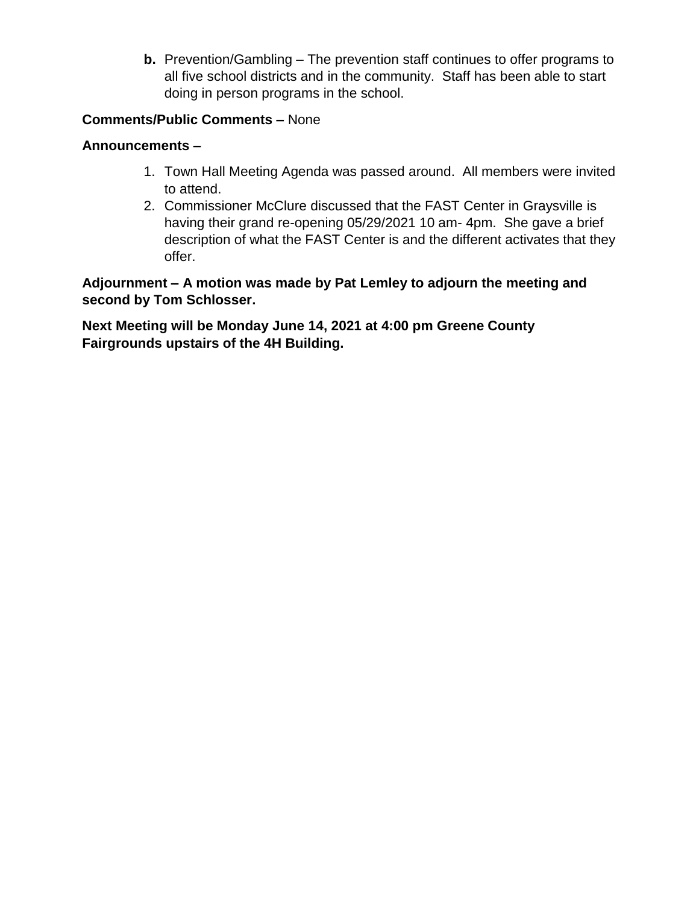b. Prevention/Gambling – The prevention staff continues to offer programs to all five school districts and in the community. Staff has been able to start doing in person programs in the school.

**Comments/Public Comments –** None

**Announcements –**

1. Town Hall Meeting Agenda was passed around. All members were invited to attend.
2. Commissioner McClure discussed that the FAST Center in Graysville is having their grand re-opening 05/29/2021 10 am- 4pm. She gave a brief description of what the FAST Center is and the different activates that they offer.

**Adjournment – A motion was made by Pat Lemley to adjourn the meeting and second by Tom Schlosser.**

**Next Meeting will be Monday June 14, 2021 at 4:00 pm Greene County Fairgrounds upstairs of the 4H Building.**